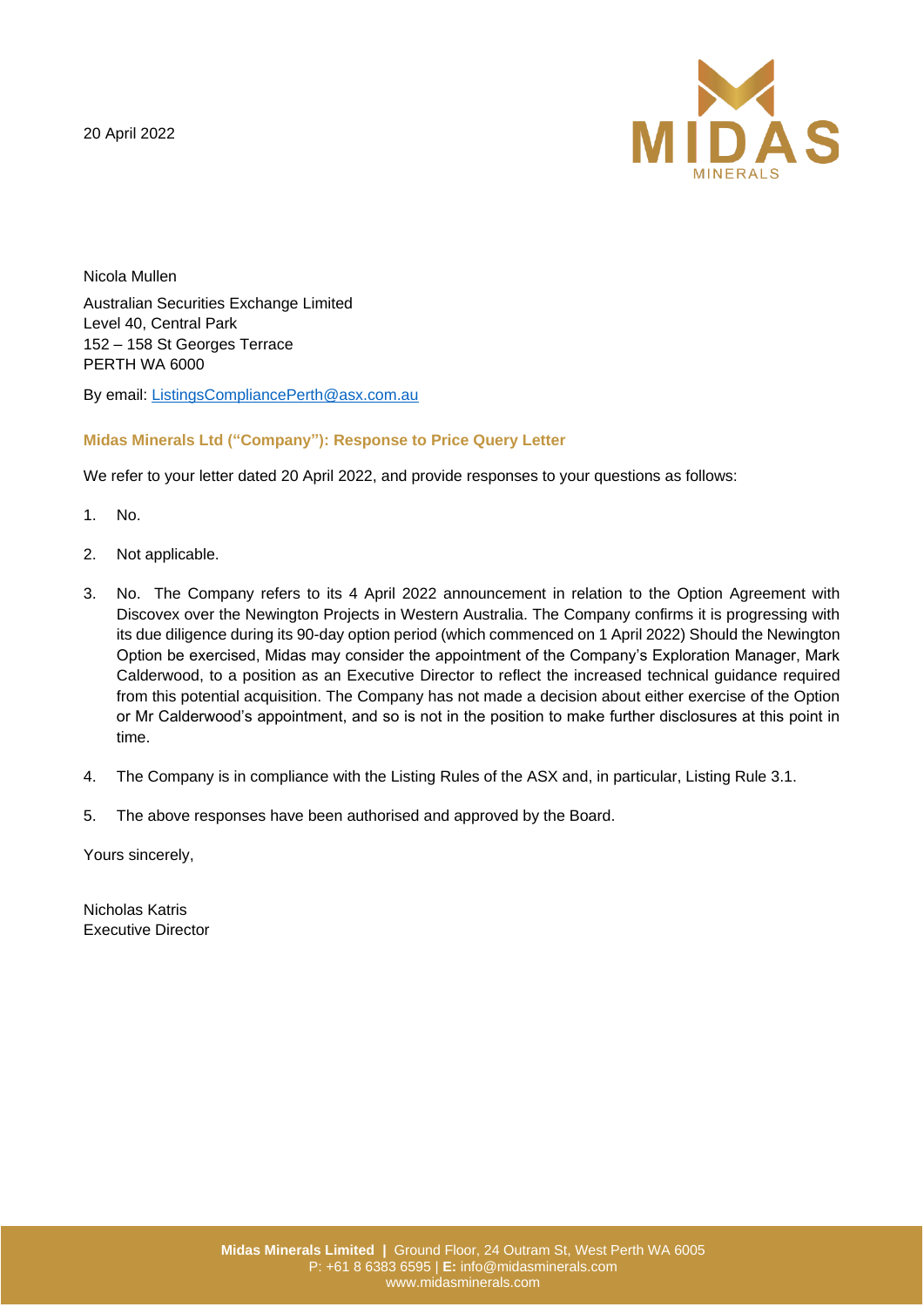20 April 2022

Nicola Mullen

Australian Securities Exchange Limited
Level 40, Central Park
152 – 158 St Georges Terrace
PERTH WA 6000

By email: ListingsCompliancePerth@asx.com.au

**Midas Minerals Ltd ("Company"): Response to Price Query Letter**

We refer to your letter dated 20 April 2022, and provide responses to your questions as follows:

1. No.

2. Not applicable.

3. No. The Company refers to its 4 April 2022 announcement in relation to the Option Agreement with Discovex over the Newington Projects in Western Australia. The Company confirms it is progressing with its due diligence during its 90-day option period (which commenced on 1 April 2022) Should the Newington Option be exercised, Midas may consider the appointment of the Company's Exploration Manager, Mark Calderwood, to a position as an Executive Director to reflect the increased technical guidance required from this potential acquisition. The Company has not made a decision about either exercise of the Option or Mr Calderwood's appointment, and so is not in the position to make further disclosures at this point in time.

4. The Company is in compliance with the Listing Rules of the ASX and, in particular, Listing Rule 3.1.

5. The above responses have been authorised and approved by the Board.

Yours sincerely,

Nicholas Katris
Executive Director

**Midas Minerals Limited |** Ground Floor, 24 Outram St, West Perth WA 6005
P: +61 8 6383 6595 | **E:** info@midasminerals.com
www.midasminerals.com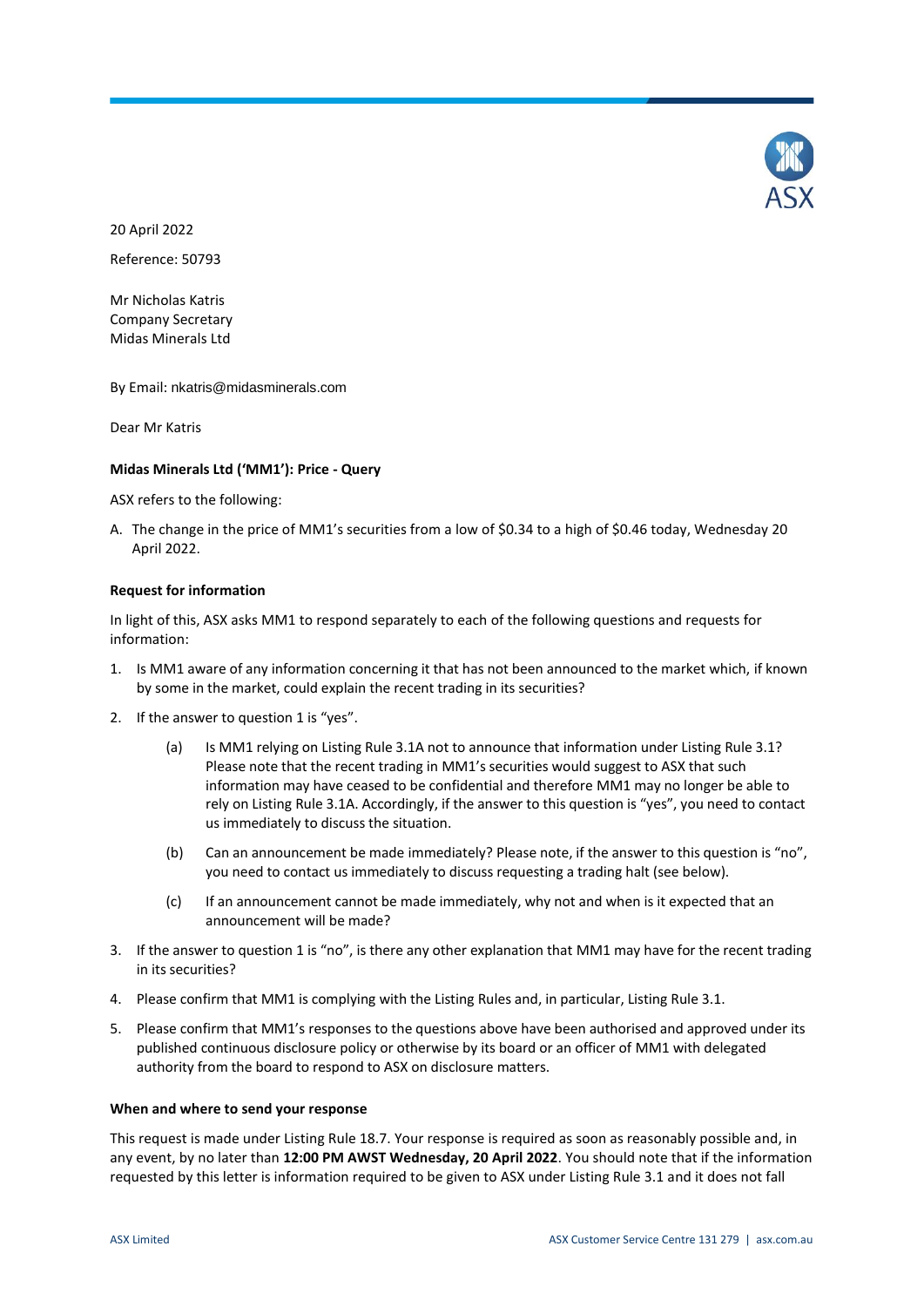20 April 2022

Reference: 50793

Mr Nicholas Katris
Company Secretary
Midas Minerals Ltd

By Email: nkatris@midasminerals.com

Dear Mr Katris

**Midas Minerals Ltd ('MM1'): Price - Query**

ASX refers to the following:

A. The change in the price of MM1's securities from a low of $0.34 to a high of $0.46 today, Wednesday 20 April 2022.

**Request for information**

In light of this, ASX asks MM1 to respond separately to each of the following questions and requests for information:

1. Is MM1 aware of any information concerning it that has not been announced to the market which, if known by some in the market, could explain the recent trading in its securities?

2. If the answer to question 1 is "yes".

   (a) Is MM1 relying on Listing Rule 3.1A not to announce that information under Listing Rule 3.1? Please note that the recent trading in MM1's securities would suggest to ASX that such information may have ceased to be confidential and therefore MM1 may no longer be able to rely on Listing Rule 3.1A. Accordingly, if the answer to this question is "yes", you need to contact us immediately to discuss the situation.

   (b) Can an announcement be made immediately? Please note, if the answer to this question is "no", you need to contact us immediately to discuss requesting a trading halt (see below).

   (c) If an announcement cannot be made immediately, why not and when is it expected that an announcement will be made?

3. If the answer to question 1 is "no", is there any other explanation that MM1 may have for the recent trading in its securities?

4. Please confirm that MM1 is complying with the Listing Rules and, in particular, Listing Rule 3.1.

5. Please confirm that MM1's responses to the questions above have been authorised and approved under its published continuous disclosure policy or otherwise by its board or an officer of MM1 with delegated authority from the board to respond to ASX on disclosure matters.

**When and where to send your response**

This request is made under Listing Rule 18.7. Your response is required as soon as reasonably possible and, in any event, by no later than **12:00 PM AWST Wednesday, 20 April 2022**. You should note that if the information requested by this letter is information required to be given to ASX under Listing Rule 3.1 and it does not fall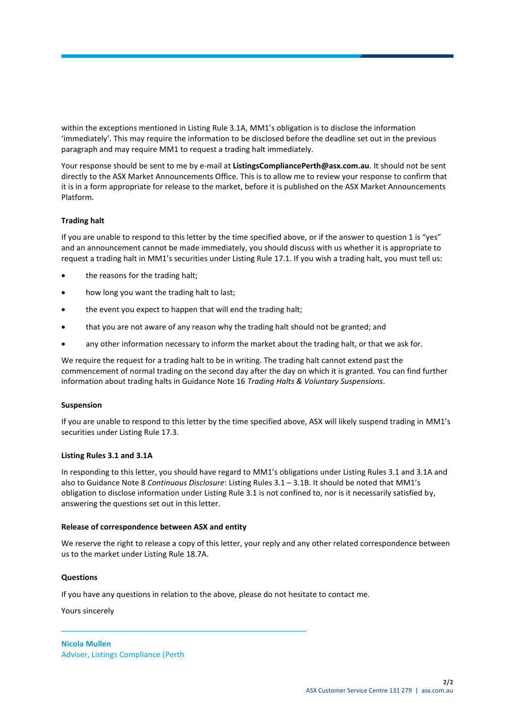within the exceptions mentioned in Listing Rule 3.1A, MM1's obligation is to disclose the information 'immediately'. This may require the information to be disclosed before the deadline set out in the previous paragraph and may require MM1 to request a trading halt immediately.

Your response should be sent to me by e-mail at **ListingsCompliancePerth@asx.com.au**. It should not be sent directly to the ASX Market Announcements Office. This is to allow me to review your response to confirm that it is in a form appropriate for release to the market, before it is published on the ASX Market Announcements Platform.

**Trading halt**

If you are unable to respond to this letter by the time specified above, or if the answer to question 1 is "yes" and an announcement cannot be made immediately, you should discuss with us whether it is appropriate to request a trading halt in MM1's securities under Listing Rule 17.1. If you wish a trading halt, you must tell us:

- the reasons for the trading halt;
- how long you want the trading halt to last;
- the event you expect to happen that will end the trading halt;
- that you are not aware of any reason why the trading halt should not be granted; and
- any other information necessary to inform the market about the trading halt, or that we ask for.

We require the request for a trading halt to be in writing. The trading halt cannot extend past the commencement of normal trading on the second day after the day on which it is granted. You can find further information about trading halts in Guidance Note 16 *Trading Halts & Voluntary Suspensions*.

**Suspension**

If you are unable to respond to this letter by the time specified above, ASX will likely suspend trading in MM1's securities under Listing Rule 17.3.

**Listing Rules 3.1 and 3.1A**

In responding to this letter, you should have regard to MM1's obligations under Listing Rules 3.1 and 3.1A and also to Guidance Note 8 *Continuous Disclosure*: Listing Rules 3.1 – 3.1B. It should be noted that MM1's obligation to disclose information under Listing Rule 3.1 is not confined to, nor is it necessarily satisfied by, answering the questions set out in this letter.

**Release of correspondence between ASX and entity**

We reserve the right to release a copy of this letter, your reply and any other related correspondence between us to the market under Listing Rule 18.7A.

**Questions**

If you have any questions in relation to the above, please do not hesitate to contact me.

Yours sincerely

**Nicola Mullen**
Adviser, Listings Compliance (Perth